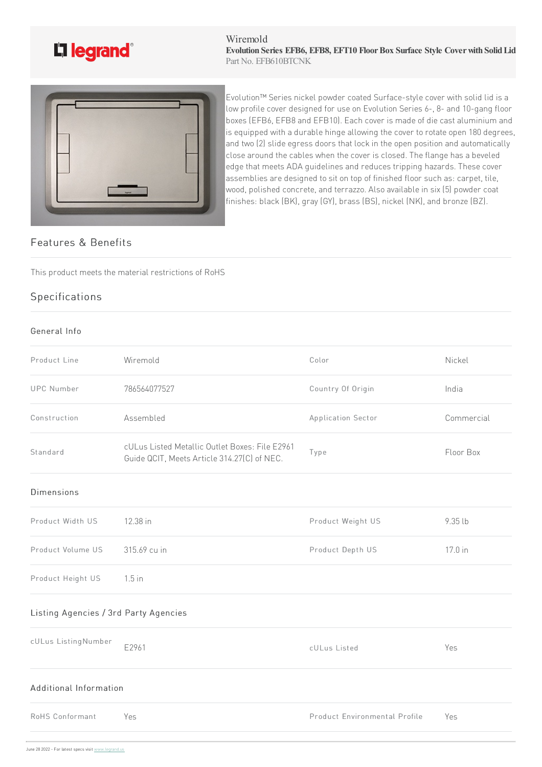Wiremold

**Evolution Series EFB6, EFB8, EFT10 Floor Box Surface Style Cover with Solid Lid**

Part No. EFB610BTCNK

Evolution™ Series nickel powder coated Surface-style cover with solid lid is a low profile cover designed for use on Evolution Series 6-, 8- and 10-gang floor boxes (EFB6, EFB8 and EFB10). Each cover is made of die cast aluminium and is equipped with a durable hinge allowing the cover to rotate open 180 degrees, and two (2) slide egress doors that lock in the open position and automatically close around the cables when the cover is closed. The flange has a beveled edge that meets ADA guidelines and reduces tripping hazards. These cover assemblies are designed to sit on top of finished floor such as: carpet, tile, wood, polished concrete, and terrazzo. Also available in six (5) powder coat finishes: black (BK), gray (GY), brass (BS), nickel (NK), and bronze (BZ).

## Features & Benefits

This product meets the material restrictions of RoHS

## Specifications

### General Info

| | | | |
|---|---|---|---|
| Product Line | Wiremold | Color | Nickel |
| UPC Number | 786564077527 | Country Of Origin | India |
| Construction | Assembled | Application Sector | Commercial |
| Standard | cULus Listed Metallic Outlet Boxes: File E2961 Guide QCIT, Meets Article 314.27(C) of NEC. | Type | Floor Box |

### Dimensions

| | | | |
|---|---|---|---|
| Product Width US | 12.38 in | Product Weight US | 9.35 lb |
| Product Volume US | 315.69 cu in | Product Depth US | 17.0 in |
| Product Height US | 1.5 in | | |

### Listing Agencies / 3rd Party Agencies

| | | | |
|---|---|---|---|
| cULus ListingNumber | E2961 | cULus Listed | Yes |

### Additional Information

| | | | |
|---|---|---|---|
| RoHS Conformant | Yes | Product Environmental Profile | Yes |

June 28 2022 - For latest specs visit www.legrand.us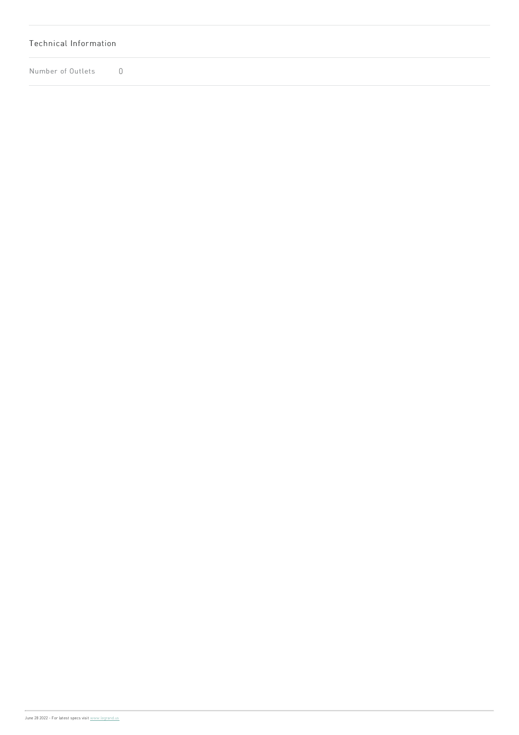## Technical Information

| | |
|---|---|
| Number of Outlets | 0 |